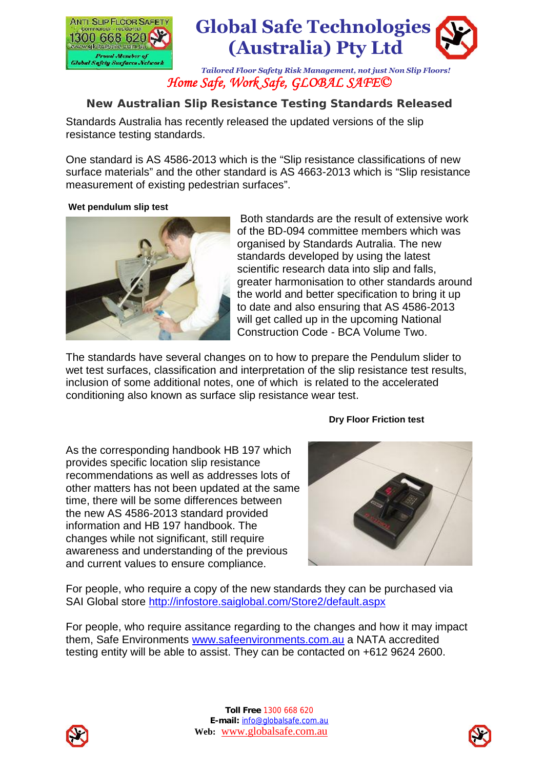# Global Safe Technologies (Australia) Pty Ltd

ANTI-SLIP FLOOR SAFETY commercial - residential 1300 668 620 www.globalsafe.com.au Proud Member of Global Safety Surfaces Network

*Tailored Floor Safety Risk Management, not just Non Slip Floors!*

*Home Safe, Work Safe, GLOBAL SAFE©*

## New Australian Slip Resistance Testing Standards Released

Standards Australia has recently released the updated versions of the slip resistance testing standards.

One standard is AS 4586-2013 which is the "Slip resistance classifications of new surface materials" and the other standard is AS 4663-2013 which is "Slip resistance measurement of existing pedestrian surfaces".

**Wet pendulum slip test**

Both standards are the result of extensive work of the BD-094 committee members which was organised by Standards Autralia. The new standards developed by using the latest scientific research data into slip and falls, greater harmonisation to other standards around the world and better specification to bring it up to date and also ensuring that AS 4586-2013 will get called up in the upcoming National Construction Code - BCA Volume Two.

The standards have several changes on to how to prepare the Pendulum slider to wet test surfaces, classification and interpretation of the slip resistance test results, inclusion of some additional notes, one of which is related to the accelerated conditioning also known as surface slip resistance wear test.

**Dry Floor Friction test**

As the corresponding handbook HB 197 which provides specific location slip resistance recommendations as well as addresses lots of other matters has not been updated at the same time, there will be some differences between the new AS 4586-2013 standard provided information and HB 197 handbook. The changes while not significant, still require awareness and understanding of the previous and current values to ensure compliance.

For people, who require a copy of the new standards they can be purchased via SAI Global store http://infostore.saiglobal.com/Store2/default.aspx

For people, who require assitance regarding to the changes and how it may impact them, Safe Environments www.safeenvironments.com.au a NATA accredited testing entity will be able to assist. They can be contacted on +612 9624 2600.

**Toll Free** 1300 668 620
**E-mail:** info@globalsafe.com.au
**Web:** www.globalsafe.com.au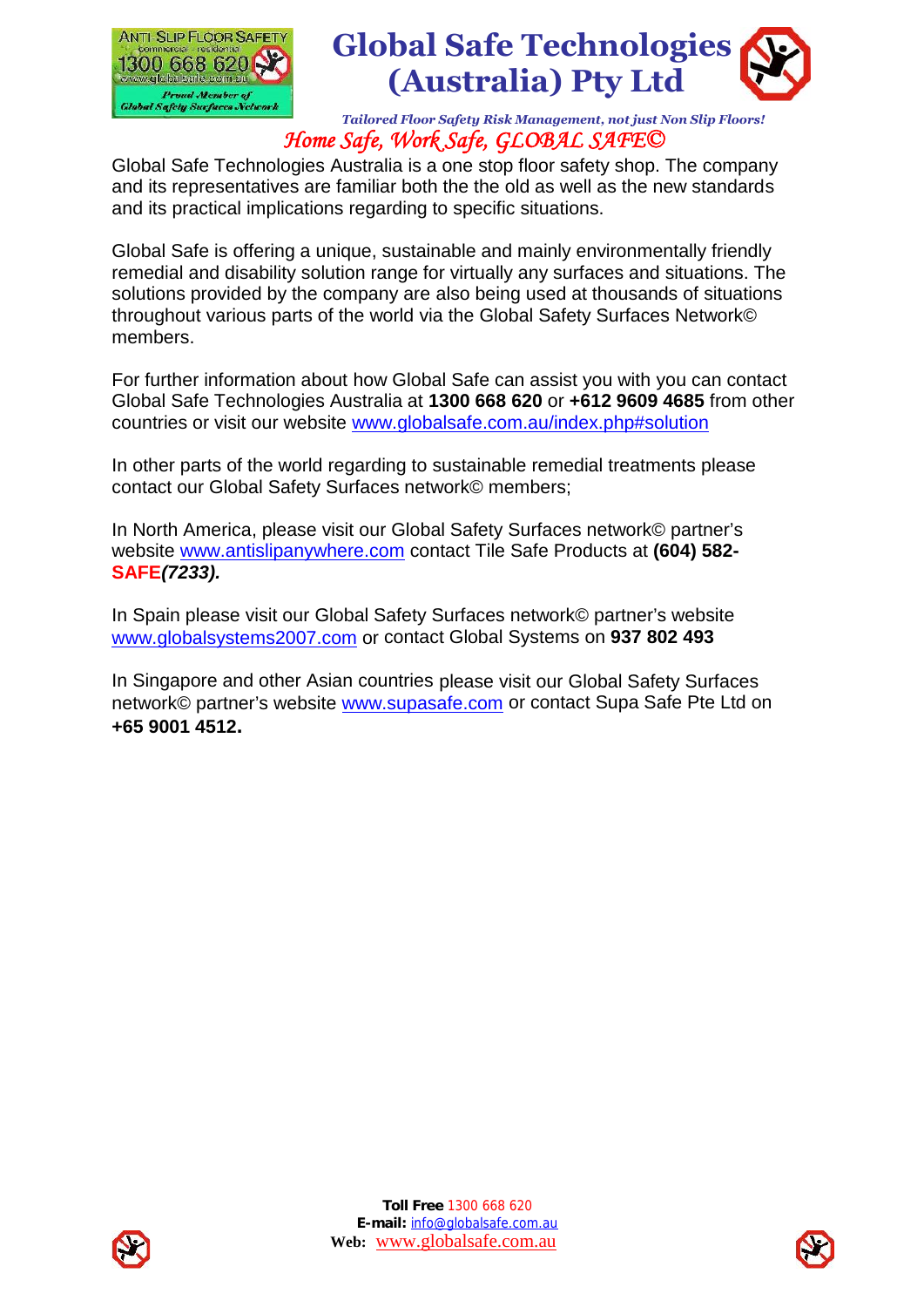# Global Safe Technologies (Australia) Pty Ltd

*Tailored Floor Safety Risk Management, not just Non Slip Floors!*

*Home Safe, Work Safe, GLOBAL SAFE©*

Global Safe Technologies Australia is a one stop floor safety shop. The company and its representatives are familiar both the old as well as the new standards and its practical implications regarding to specific situations.

Global Safe is offering a unique, sustainable and mainly environmentally friendly remedial and disability solution range for virtually any surfaces and situations. The solutions provided by the company are also being used at thousands of situations throughout various parts of the world via the Global Safety Surfaces Network© members.

For further information about how Global Safe can assist you with you can contact Global Safe Technologies Australia at **1300 668 620** or **+612 9609 4685** from other countries or visit our website www.globalsafe.com.au/index.php#solution

In other parts of the world regarding to sustainable remedial treatments please contact our Global Safety Surfaces network© members;

In North America, please visit our Global Safety Surfaces network© partner's website www.antislipanywhere.com contact Tile Safe Products at **(604) 582-SAFE*(7233)*.**

In Spain please visit our Global Safety Surfaces network© partner's website www.globalsystems2007.com or contact Global Systems on **937 802 493**

In Singapore and other Asian countries please visit our Global Safety Surfaces network© partner's website www.supasafe.com or contact Supa Safe Pte Ltd on **+65 9001 4512.**

**Toll Free** 1300 668 620
**E-mail:** info@globalsafe.com.au
**Web:** www.globalsafe.com.au